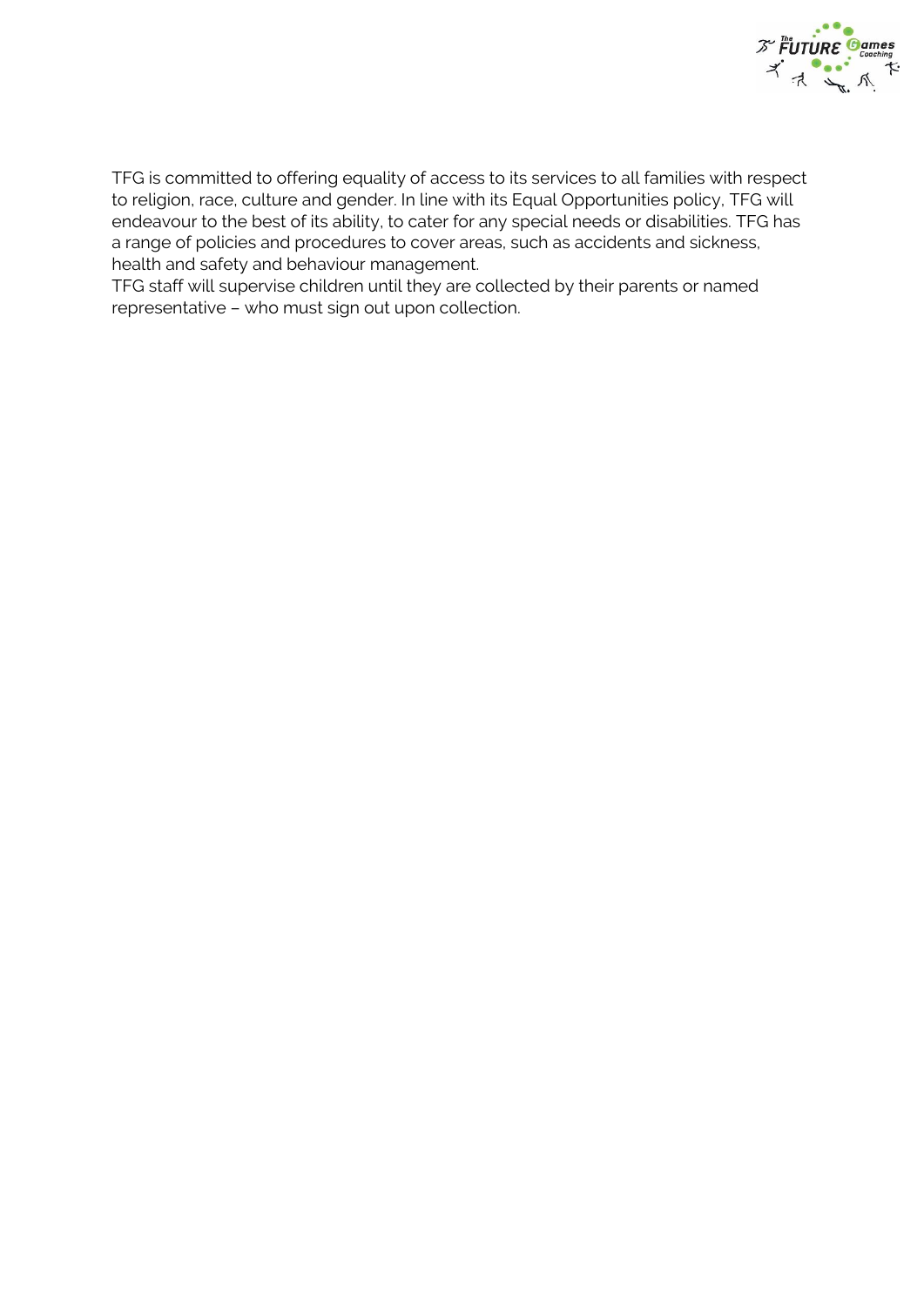TFG is committed to offering equality of access to its services to all families with respect to religion, race, culture and gender. In line with its Equal Opportunities policy, TFG will endeavour to the best of its ability, to cater for any special needs or disabilities. TFG has a range of policies and procedures to cover areas, such as accidents and sickness, health and safety and behaviour management.

TFG staff will supervise children until they are collected by their parents or named representative – who must sign out upon collection.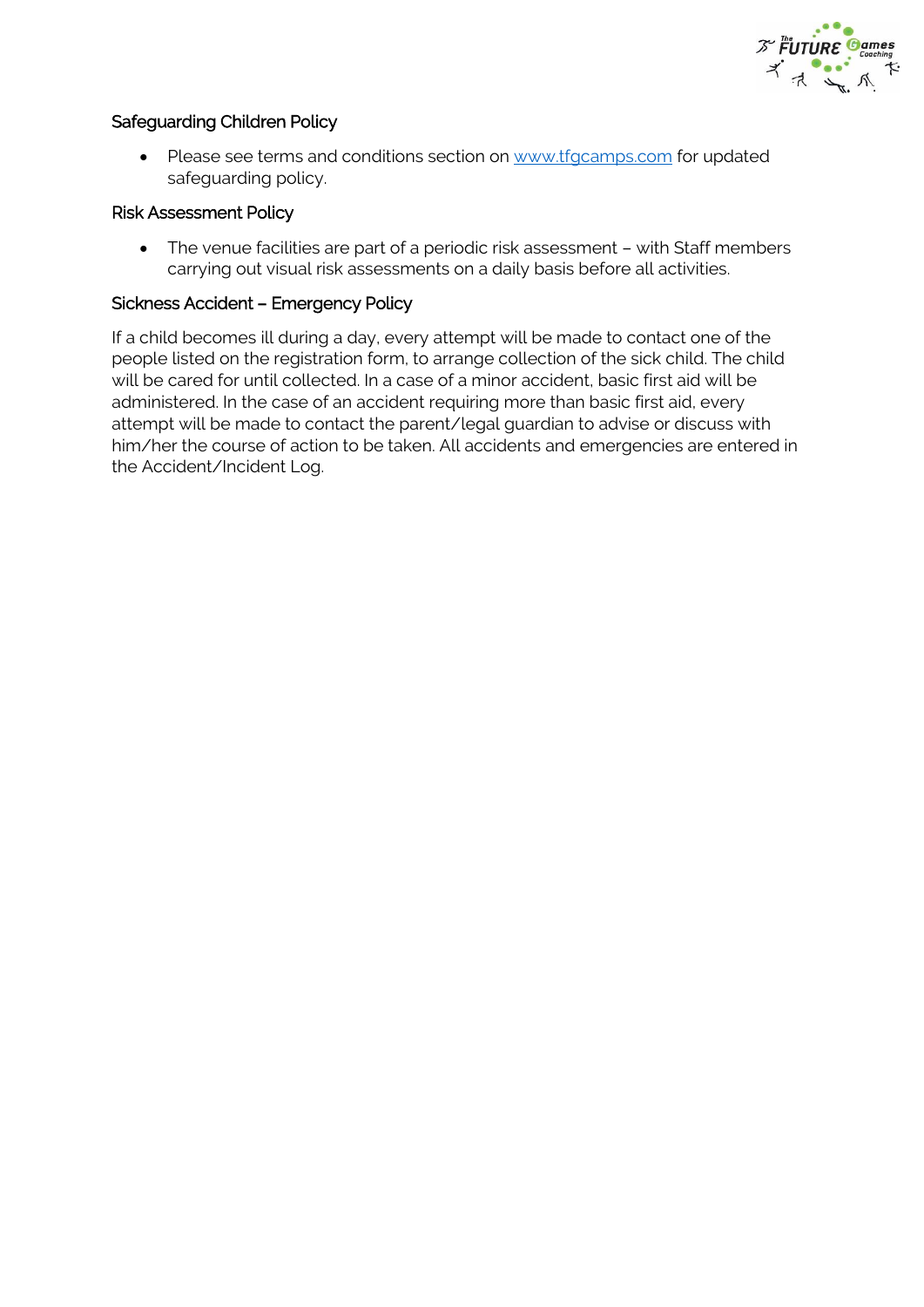### Safeguarding Children Policy

- Please see terms and conditions section on [www.tfgcamps.com](http://www.tfgcamps.com) for updated safeguarding policy.

### Risk Assessment Policy

- The venue facilities are part of a periodic risk assessment – with Staff members carrying out visual risk assessments on a daily basis before all activities.

### Sickness Accident – Emergency Policy

If a child becomes ill during a day, every attempt will be made to contact one of the people listed on the registration form, to arrange collection of the sick child. The child will be cared for until collected. In a case of a minor accident, basic first aid will be administered. In the case of an accident requiring more than basic first aid, every attempt will be made to contact the parent/legal guardian to advise or discuss with him/her the course of action to be taken. All accidents and emergencies are entered in the Accident/Incident Log.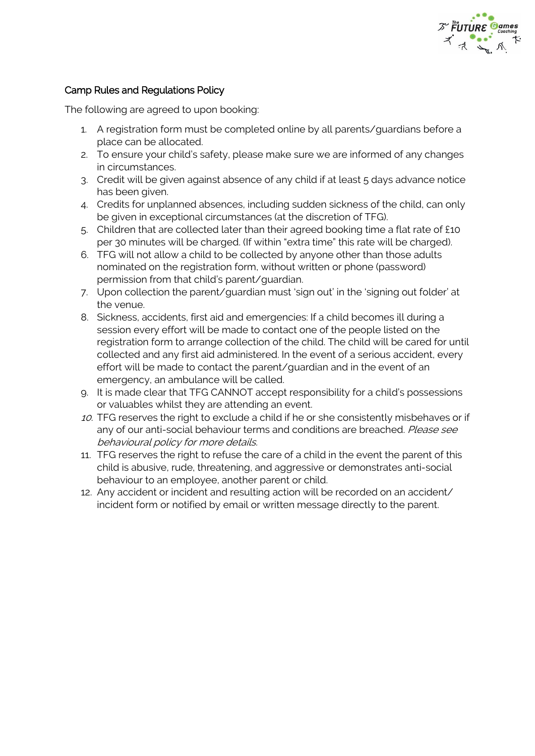## Camp Rules and Regulations Policy

The following are agreed to upon booking:

1. A registration form must be completed online by all parents/guardians before a place can be allocated.
2. To ensure your child's safety, please make sure we are informed of any changes in circumstances.
3. Credit will be given against absence of any child if at least 5 days advance notice has been given.
4. Credits for unplanned absences, including sudden sickness of the child, can only be given in exceptional circumstances (at the discretion of TFG).
5. Children that are collected later than their agreed booking time a flat rate of £10 per 30 minutes will be charged. (If within "extra time" this rate will be charged).
6. TFG will not allow a child to be collected by anyone other than those adults nominated on the registration form, without written or phone (password) permission from that child's parent/guardian.
7. Upon collection the parent/guardian must 'sign out' in the 'signing out folder' at the venue.
8. Sickness, accidents, first aid and emergencies: If a child becomes ill during a session every effort will be made to contact one of the people listed on the registration form to arrange collection of the child. The child will be cared for until collected and any first aid administered. In the event of a serious accident, every effort will be made to contact the parent/guardian and in the event of an emergency, an ambulance will be called.
9. It is made clear that TFG CANNOT accept responsibility for a child's possessions or valuables whilst they are attending an event.
10. TFG reserves the right to exclude a child if he or she consistently misbehaves or if any of our anti-social behaviour terms and conditions are breached. *Please see behavioural policy for more details.*
11. TFG reserves the right to refuse the care of a child in the event the parent of this child is abusive, rude, threatening, and aggressive or demonstrates anti-social behaviour to an employee, another parent or child.
12. Any accident or incident and resulting action will be recorded on an accident/ incident form or notified by email or written message directly to the parent.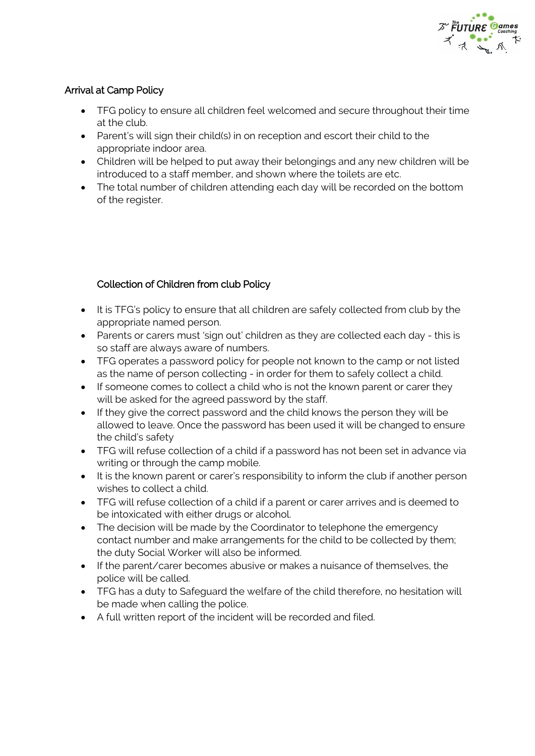## Arrival at Camp Policy

- TFG policy to ensure all children feel welcomed and secure throughout their time at the club.
- Parent's will sign their child(s) in on reception and escort their child to the appropriate indoor area.
- Children will be helped to put away their belongings and any new children will be introduced to a staff member, and shown where the toilets are etc.
- The total number of children attending each day will be recorded on the bottom of the register.

## Collection of Children from club Policy

- It is TFG's policy to ensure that all children are safely collected from club by the appropriate named person.
- Parents or carers must 'sign out' children as they are collected each day - this is so staff are always aware of numbers.
- TFG operates a password policy for people not known to the camp or not listed as the name of person collecting - in order for them to safely collect a child.
- If someone comes to collect a child who is not the known parent or carer they will be asked for the agreed password by the staff.
- If they give the correct password and the child knows the person they will be allowed to leave. Once the password has been used it will be changed to ensure the child's safety
- TFG will refuse collection of a child if a password has not been set in advance via writing or through the camp mobile.
- It is the known parent or carer's responsibility to inform the club if another person wishes to collect a child.
- TFG will refuse collection of a child if a parent or carer arrives and is deemed to be intoxicated with either drugs or alcohol.
- The decision will be made by the Coordinator to telephone the emergency contact number and make arrangements for the child to be collected by them; the duty Social Worker will also be informed.
- If the parent/carer becomes abusive or makes a nuisance of themselves, the police will be called.
- TFG has a duty to Safeguard the welfare of the child therefore, no hesitation will be made when calling the police.
- A full written report of the incident will be recorded and filed.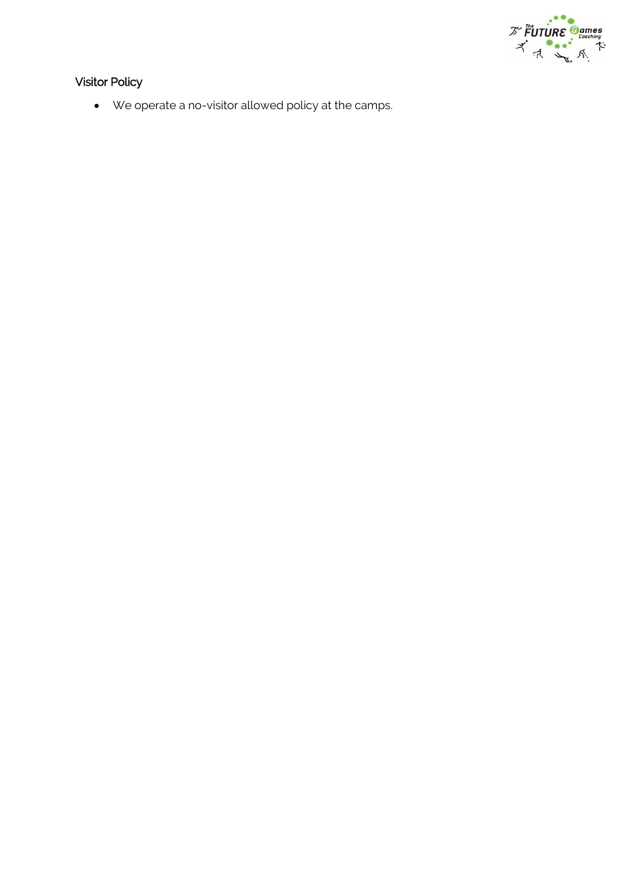## Visitor Policy

- We operate a no-visitor allowed policy at the camps.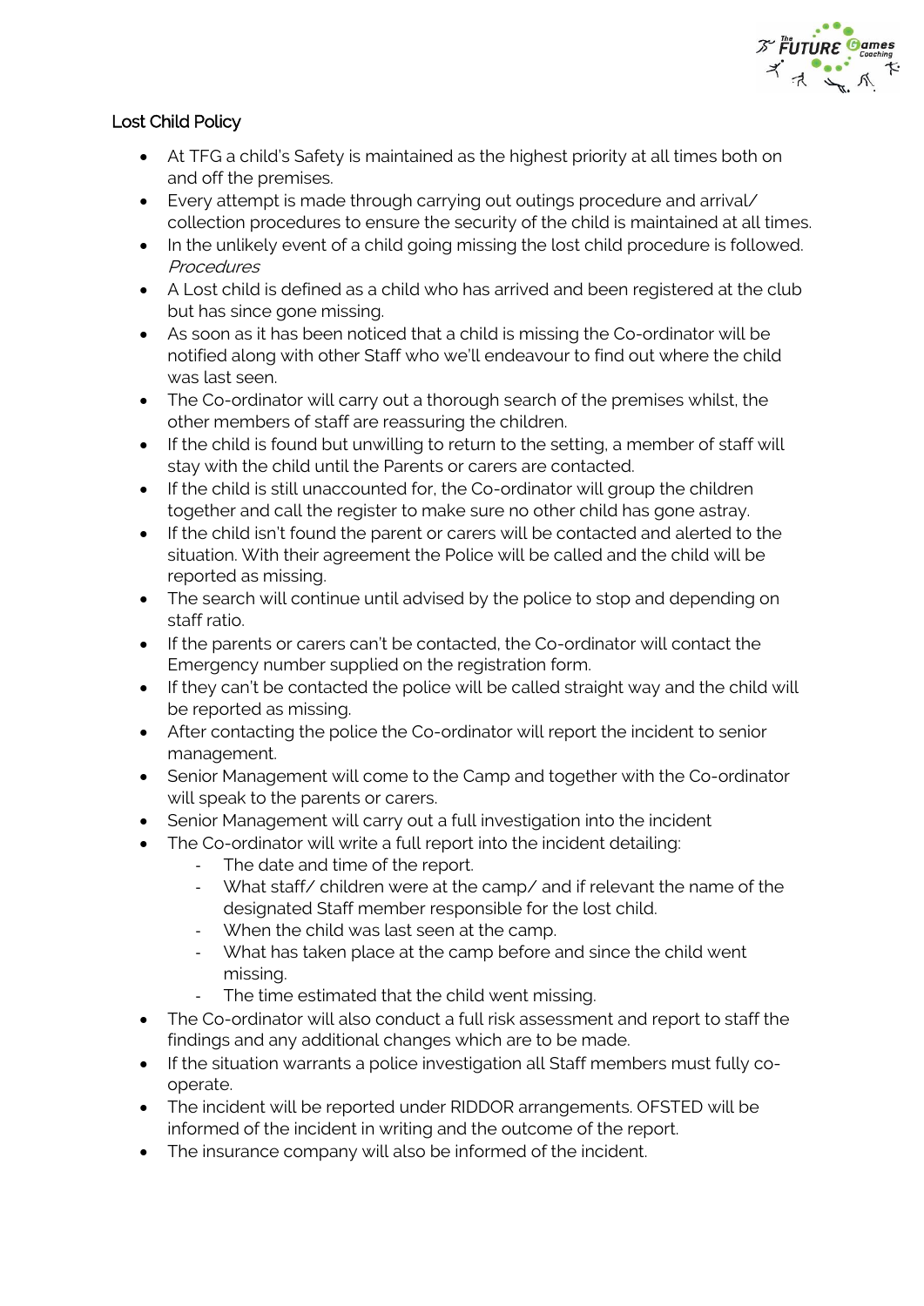## Lost Child Policy

- At TFG a child's Safety is maintained as the highest priority at all times both on and off the premises.
- Every attempt is made through carrying out outings procedure and arrival/ collection procedures to ensure the security of the child is maintained at all times.
- In the unlikely event of a child going missing the lost child procedure is followed.

*Procedures*

- A Lost child is defined as a child who has arrived and been registered at the club but has since gone missing.
- As soon as it has been noticed that a child is missing the Co-ordinator will be notified along with other Staff who we'll endeavour to find out where the child was last seen.
- The Co-ordinator will carry out a thorough search of the premises whilst, the other members of staff are reassuring the children.
- If the child is found but unwilling to return to the setting, a member of staff will stay with the child until the Parents or carers are contacted.
- If the child is still unaccounted for, the Co-ordinator will group the children together and call the register to make sure no other child has gone astray.
- If the child isn't found the parent or carers will be contacted and alerted to the situation. With their agreement the Police will be called and the child will be reported as missing.
- The search will continue until advised by the police to stop and depending on staff ratio.
- If the parents or carers can't be contacted, the Co-ordinator will contact the Emergency number supplied on the registration form.
- If they can't be contacted the police will be called straight way and the child will be reported as missing.
- After contacting the police the Co-ordinator will report the incident to senior management.
- Senior Management will come to the Camp and together with the Co-ordinator will speak to the parents or carers.
- Senior Management will carry out a full investigation into the incident
- The Co-ordinator will write a full report into the incident detailing:
  - The date and time of the report.
  - What staff/ children were at the camp/ and if relevant the name of the designated Staff member responsible for the lost child.
  - When the child was last seen at the camp.
  - What has taken place at the camp before and since the child went missing.
  - The time estimated that the child went missing.
- The Co-ordinator will also conduct a full risk assessment and report to staff the findings and any additional changes which are to be made.
- If the situation warrants a police investigation all Staff members must fully co-operate.
- The incident will be reported under RIDDOR arrangements. OFSTED will be informed of the incident in writing and the outcome of the report.
- The insurance company will also be informed of the incident.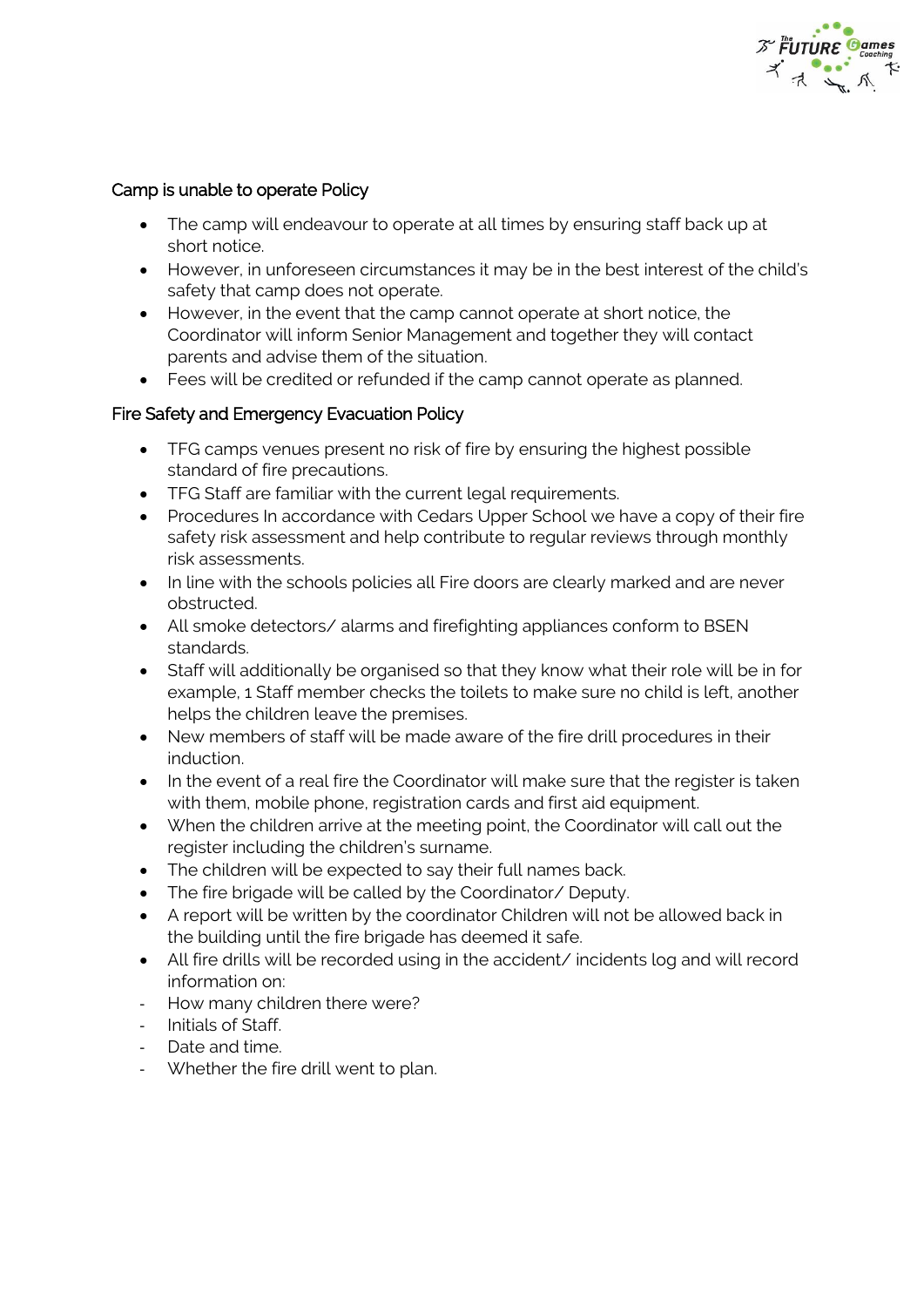## Camp is unable to operate Policy

- The camp will endeavour to operate at all times by ensuring staff back up at short notice.
- However, in unforeseen circumstances it may be in the best interest of the child's safety that camp does not operate.
- However, in the event that the camp cannot operate at short notice, the Coordinator will inform Senior Management and together they will contact parents and advise them of the situation.
- Fees will be credited or refunded if the camp cannot operate as planned.

## Fire Safety and Emergency Evacuation Policy

- TFG camps venues present no risk of fire by ensuring the highest possible standard of fire precautions.
- TFG Staff are familiar with the current legal requirements.
- Procedures In accordance with Cedars Upper School we have a copy of their fire safety risk assessment and help contribute to regular reviews through monthly risk assessments.
- In line with the schools policies all Fire doors are clearly marked and are never obstructed.
- All smoke detectors/ alarms and firefighting appliances conform to BSEN standards.
- Staff will additionally be organised so that they know what their role will be in for example, 1 Staff member checks the toilets to make sure no child is left, another helps the children leave the premises.
- New members of staff will be made aware of the fire drill procedures in their induction.
- In the event of a real fire the Coordinator will make sure that the register is taken with them, mobile phone, registration cards and first aid equipment.
- When the children arrive at the meeting point, the Coordinator will call out the register including the children's surname.
- The children will be expected to say their full names back.
- The fire brigade will be called by the Coordinator/ Deputy.
- A report will be written by the coordinator Children will not be allowed back in the building until the fire brigade has deemed it safe.
- All fire drills will be recorded using in the accident/ incidents log and will record information on:

- How many children there were?
- Initials of Staff.
- Date and time.
- Whether the fire drill went to plan.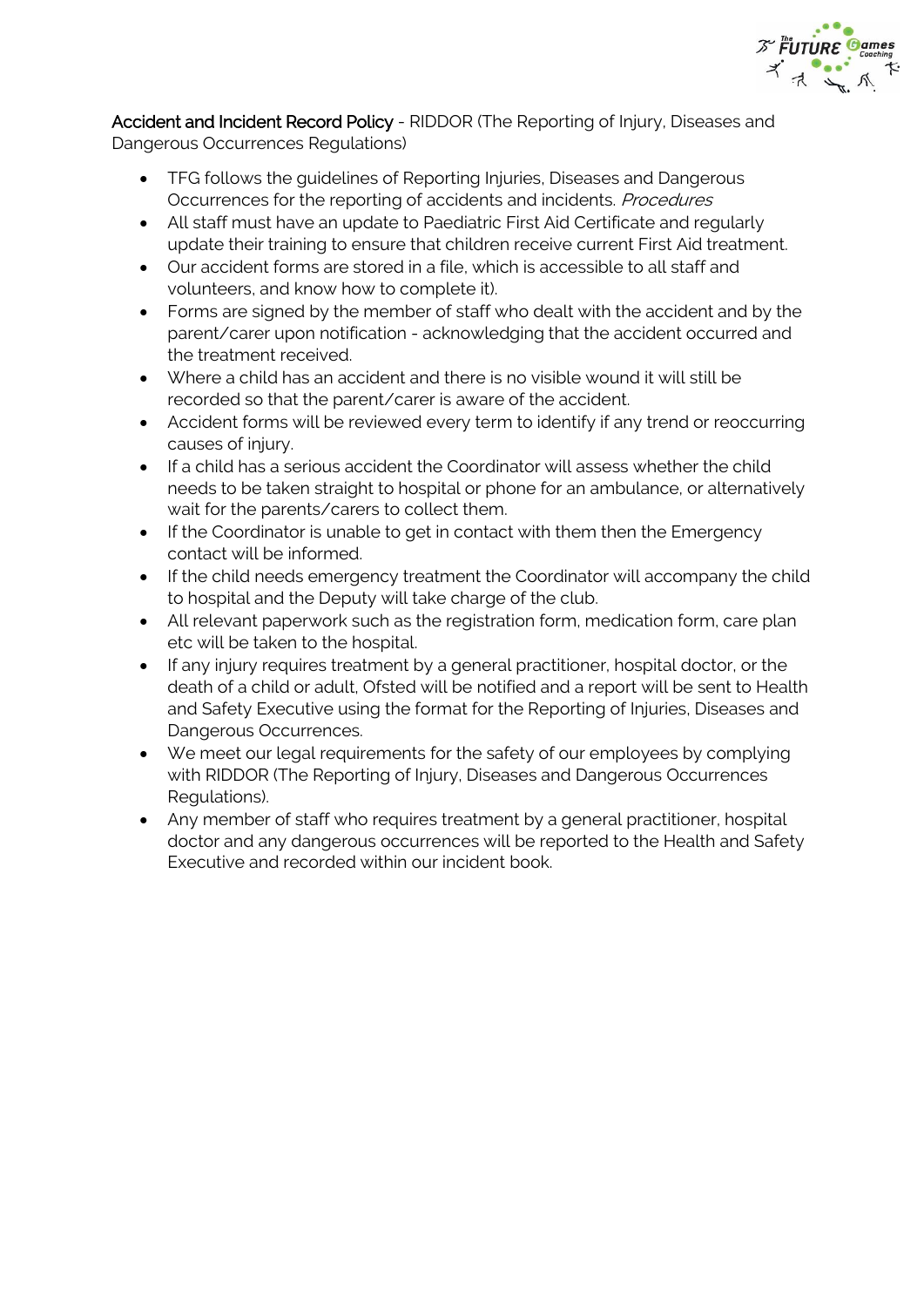Accident and Incident Record Policy - RIDDOR (The Reporting of Injury, Diseases and Dangerous Occurrences Regulations)

- TFG follows the guidelines of Reporting Injuries, Diseases and Dangerous Occurrences for the reporting of accidents and incidents. *Procedures*
- All staff must have an update to Paediatric First Aid Certificate and regularly update their training to ensure that children receive current First Aid treatment.
- Our accident forms are stored in a file, which is accessible to all staff and volunteers, and know how to complete it).
- Forms are signed by the member of staff who dealt with the accident and by the parent/carer upon notification - acknowledging that the accident occurred and the treatment received.
- Where a child has an accident and there is no visible wound it will still be recorded so that the parent/carer is aware of the accident.
- Accident forms will be reviewed every term to identify if any trend or reoccurring causes of injury.
- If a child has a serious accident the Coordinator will assess whether the child needs to be taken straight to hospital or phone for an ambulance, or alternatively wait for the parents/carers to collect them.
- If the Coordinator is unable to get in contact with them then the Emergency contact will be informed.
- If the child needs emergency treatment the Coordinator will accompany the child to hospital and the Deputy will take charge of the club.
- All relevant paperwork such as the registration form, medication form, care plan etc will be taken to the hospital.
- If any injury requires treatment by a general practitioner, hospital doctor, or the death of a child or adult, Ofsted will be notified and a report will be sent to Health and Safety Executive using the format for the Reporting of Injuries, Diseases and Dangerous Occurrences.
- We meet our legal requirements for the safety of our employees by complying with RIDDOR (The Reporting of Injury, Diseases and Dangerous Occurrences Regulations).
- Any member of staff who requires treatment by a general practitioner, hospital doctor and any dangerous occurrences will be reported to the Health and Safety Executive and recorded within our incident book.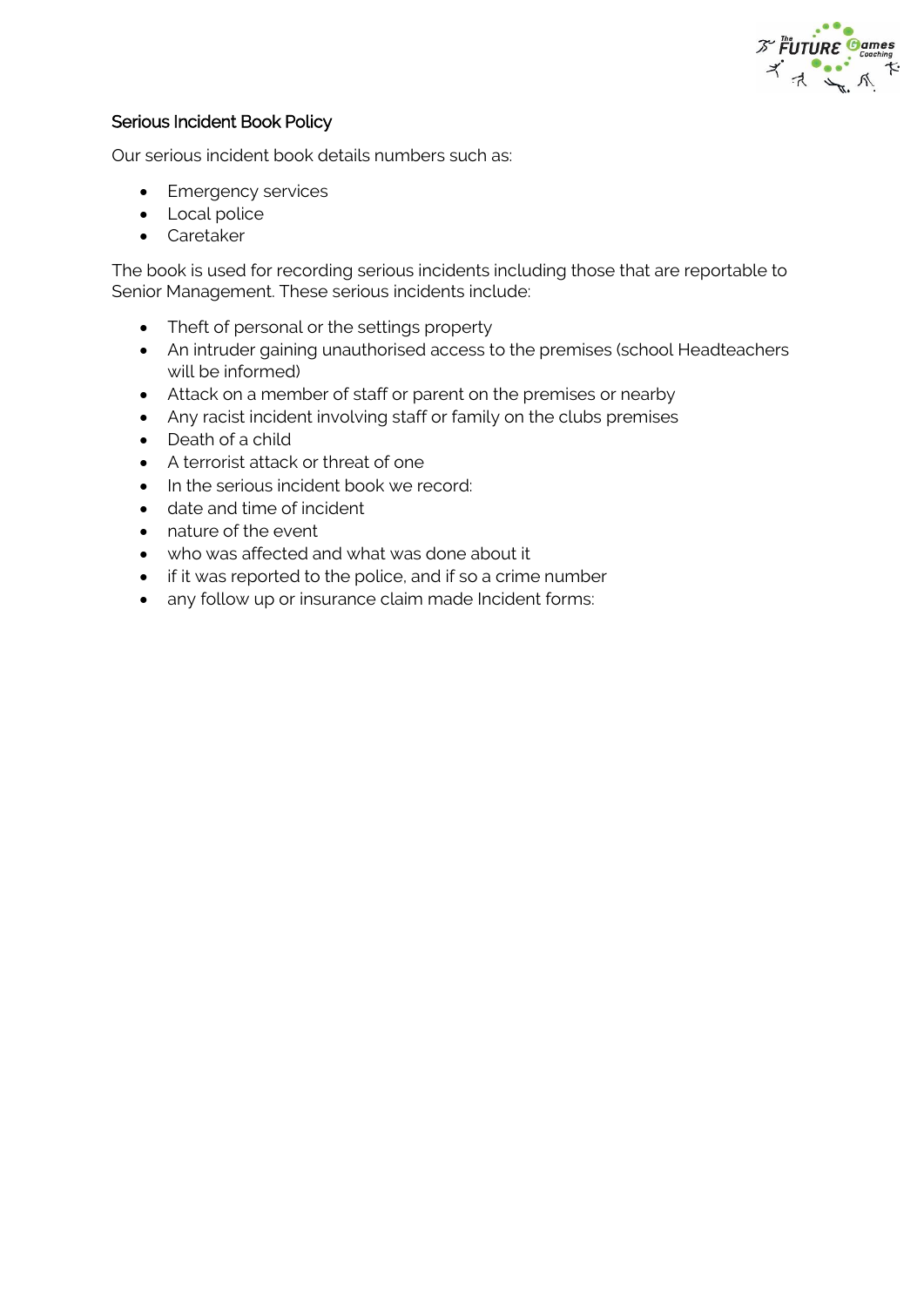## Serious Incident Book Policy

Our serious incident book details numbers such as:

- Emergency services
- Local police
- Caretaker

The book is used for recording serious incidents including those that are reportable to Senior Management. These serious incidents include:

- Theft of personal or the settings property
- An intruder gaining unauthorised access to the premises (school Headteachers will be informed)
- Attack on a member of staff or parent on the premises or nearby
- Any racist incident involving staff or family on the clubs premises
- Death of a child
- A terrorist attack or threat of one
- In the serious incident book we record:
- date and time of incident
- nature of the event
- who was affected and what was done about it
- if it was reported to the police, and if so a crime number
- any follow up or insurance claim made Incident forms: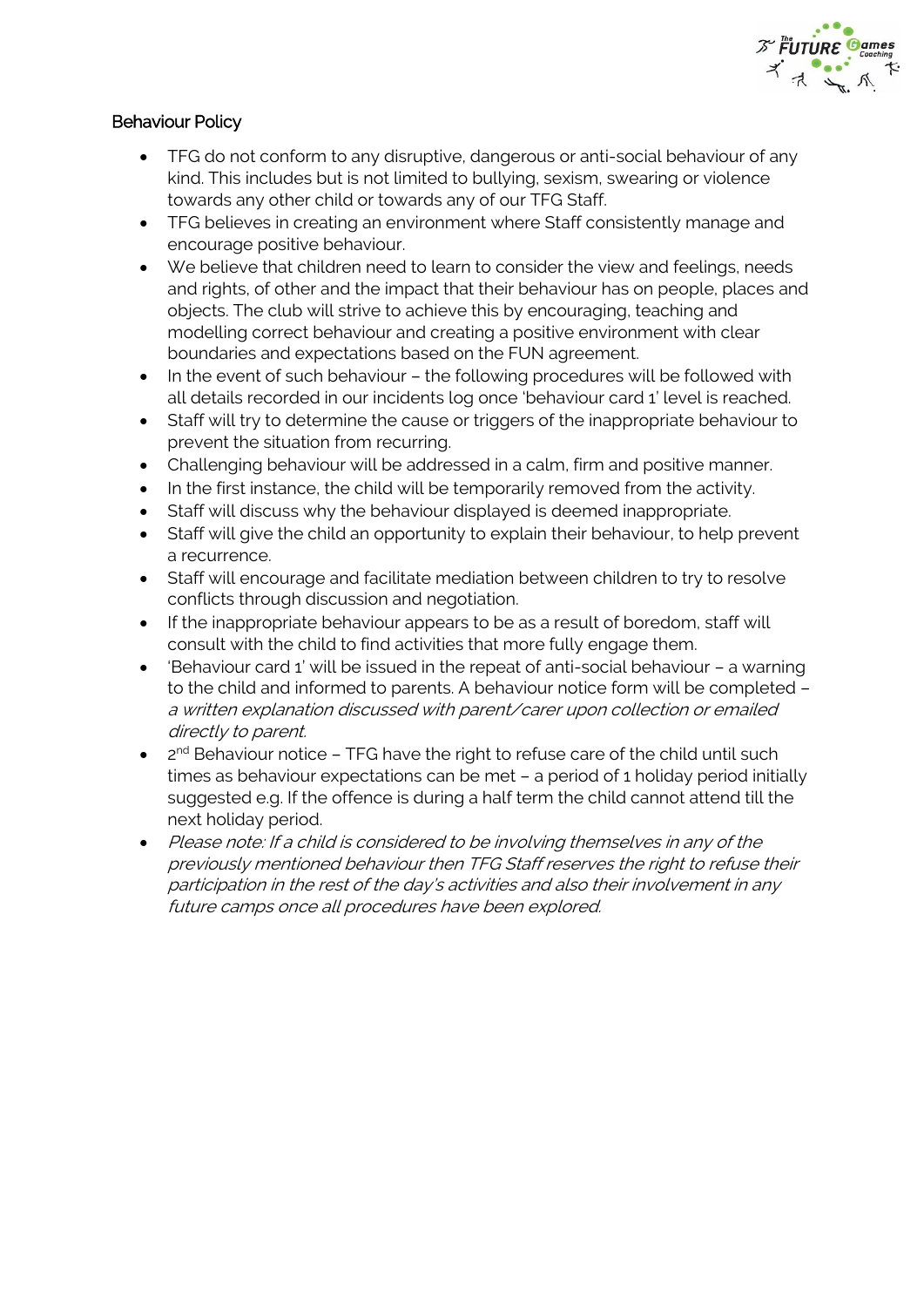## Behaviour Policy

- TFG do not conform to any disruptive, dangerous or anti-social behaviour of any kind. This includes but is not limited to bullying, sexism, swearing or violence towards any other child or towards any of our TFG Staff.
- TFG believes in creating an environment where Staff consistently manage and encourage positive behaviour.
- We believe that children need to learn to consider the view and feelings, needs and rights, of other and the impact that their behaviour has on people, places and objects. The club will strive to achieve this by encouraging, teaching and modelling correct behaviour and creating a positive environment with clear boundaries and expectations based on the FUN agreement.
- In the event of such behaviour – the following procedures will be followed with all details recorded in our incidents log once 'behaviour card 1' level is reached.
- Staff will try to determine the cause or triggers of the inappropriate behaviour to prevent the situation from recurring.
- Challenging behaviour will be addressed in a calm, firm and positive manner.
- In the first instance, the child will be temporarily removed from the activity.
- Staff will discuss why the behaviour displayed is deemed inappropriate.
- Staff will give the child an opportunity to explain their behaviour, to help prevent a recurrence.
- Staff will encourage and facilitate mediation between children to try to resolve conflicts through discussion and negotiation.
- If the inappropriate behaviour appears to be as a result of boredom, staff will consult with the child to find activities that more fully engage them.
- 'Behaviour card 1' will be issued in the repeat of anti-social behaviour – a warning to the child and informed to parents. A behaviour notice form will be completed – *a written explanation discussed with parent/carer upon collection or emailed directly to parent.*
- 2nd Behaviour notice – TFG have the right to refuse care of the child until such times as behaviour expectations can be met – a period of 1 holiday period initially suggested e.g. If the offence is during a half term the child cannot attend till the next holiday period.
- *Please note: If a child is considered to be involving themselves in any of the previously mentioned behaviour then TFG Staff reserves the right to refuse their participation in the rest of the day's activities and also their involvement in any future camps once all procedures have been explored.*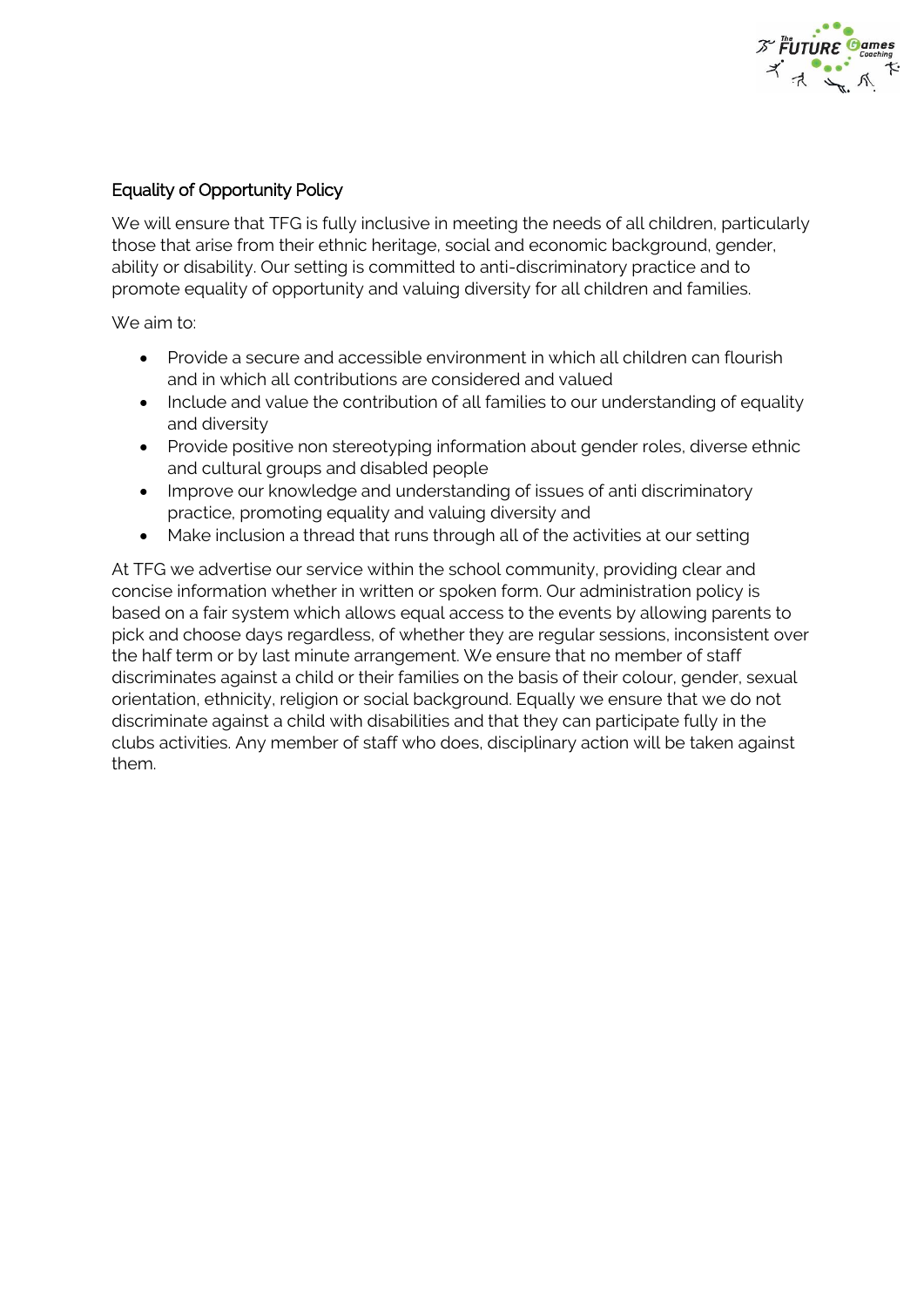## Equality of Opportunity Policy

We will ensure that TFG is fully inclusive in meeting the needs of all children, particularly those that arise from their ethnic heritage, social and economic background, gender, ability or disability. Our setting is committed to anti-discriminatory practice and to promote equality of opportunity and valuing diversity for all children and families.

We aim to:

- Provide a secure and accessible environment in which all children can flourish and in which all contributions are considered and valued
- Include and value the contribution of all families to our understanding of equality and diversity
- Provide positive non stereotyping information about gender roles, diverse ethnic and cultural groups and disabled people
- Improve our knowledge and understanding of issues of anti discriminatory practice, promoting equality and valuing diversity and
- Make inclusion a thread that runs through all of the activities at our setting

At TFG we advertise our service within the school community, providing clear and concise information whether in written or spoken form. Our administration policy is based on a fair system which allows equal access to the events by allowing parents to pick and choose days regardless, of whether they are regular sessions, inconsistent over the half term or by last minute arrangement. We ensure that no member of staff discriminates against a child or their families on the basis of their colour, gender, sexual orientation, ethnicity, religion or social background. Equally we ensure that we do not discriminate against a child with disabilities and that they can participate fully in the clubs activities. Any member of staff who does, disciplinary action will be taken against them.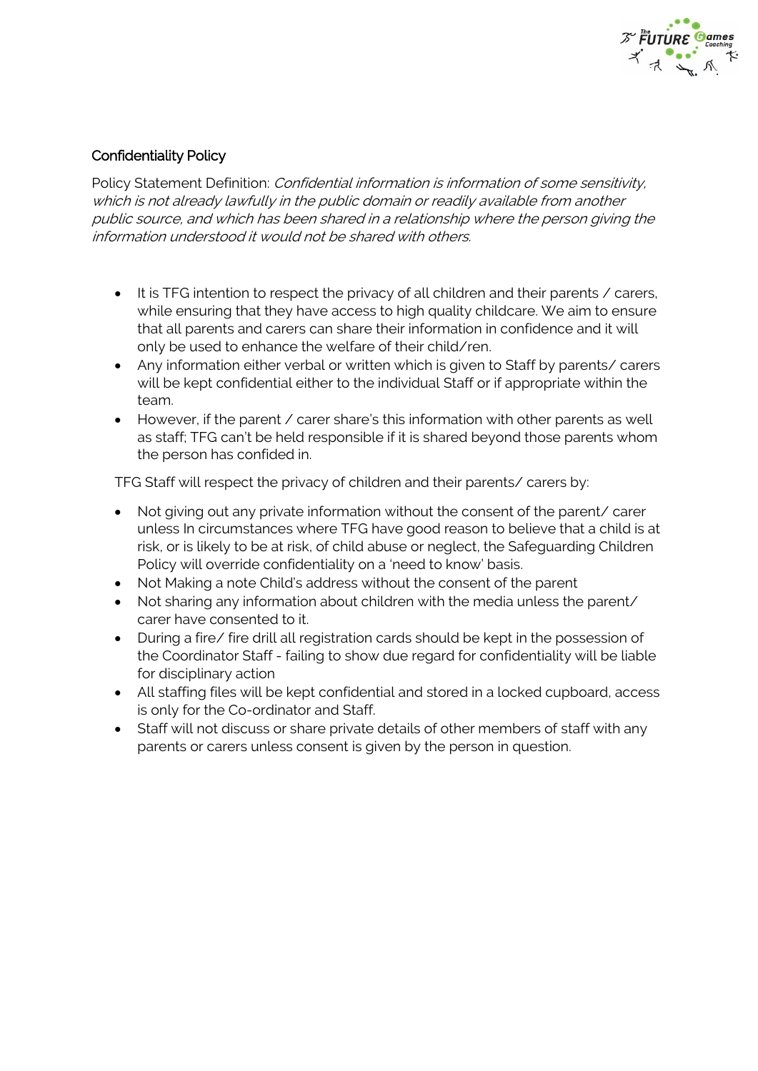## Confidentiality Policy

Policy Statement Definition: *Confidential information is information of some sensitivity, which is not already lawfully in the public domain or readily available from another public source, and which has been shared in a relationship where the person giving the information understood it would not be shared with others.*

- It is TFG intention to respect the privacy of all children and their parents / carers, while ensuring that they have access to high quality childcare. We aim to ensure that all parents and carers can share their information in confidence and it will only be used to enhance the welfare of their child/ren.
- Any information either verbal or written which is given to Staff by parents/ carers will be kept confidential either to the individual Staff or if appropriate within the team.
- However, if the parent / carer share's this information with other parents as well as staff; TFG can't be held responsible if it is shared beyond those parents whom the person has confided in.

TFG Staff will respect the privacy of children and their parents/ carers by:

- Not giving out any private information without the consent of the parent/ carer unless In circumstances where TFG have good reason to believe that a child is at risk, or is likely to be at risk, of child abuse or neglect, the Safeguarding Children Policy will override confidentiality on a 'need to know' basis.
- Not Making a note Child's address without the consent of the parent
- Not sharing any information about children with the media unless the parent/ carer have consented to it.
- During a fire/ fire drill all registration cards should be kept in the possession of the Coordinator Staff - failing to show due regard for confidentiality will be liable for disciplinary action
- All staffing files will be kept confidential and stored in a locked cupboard, access is only for the Co-ordinator and Staff.
- Staff will not discuss or share private details of other members of staff with any parents or carers unless consent is given by the person in question.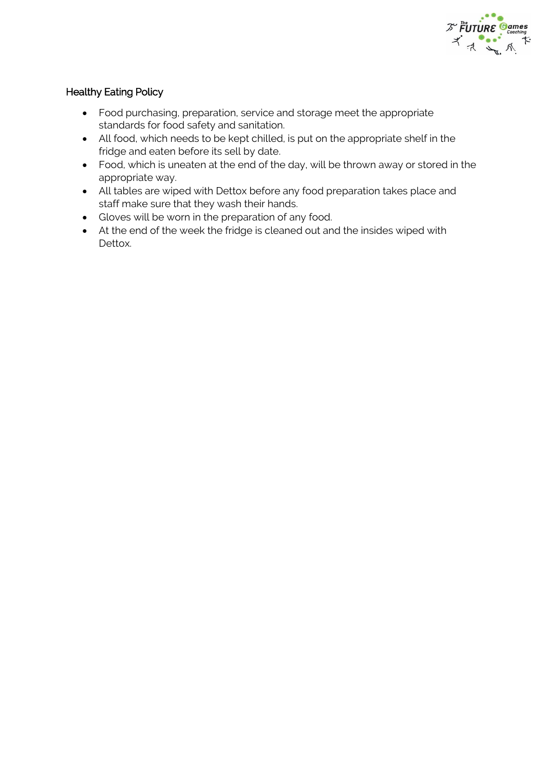## Healthy Eating Policy

- Food purchasing, preparation, service and storage meet the appropriate standards for food safety and sanitation.
- All food, which needs to be kept chilled, is put on the appropriate shelf in the fridge and eaten before its sell by date.
- Food, which is uneaten at the end of the day, will be thrown away or stored in the appropriate way.
- All tables are wiped with Dettox before any food preparation takes place and staff make sure that they wash their hands.
- Gloves will be worn in the preparation of any food.
- At the end of the week the fridge is cleaned out and the insides wiped with Dettox.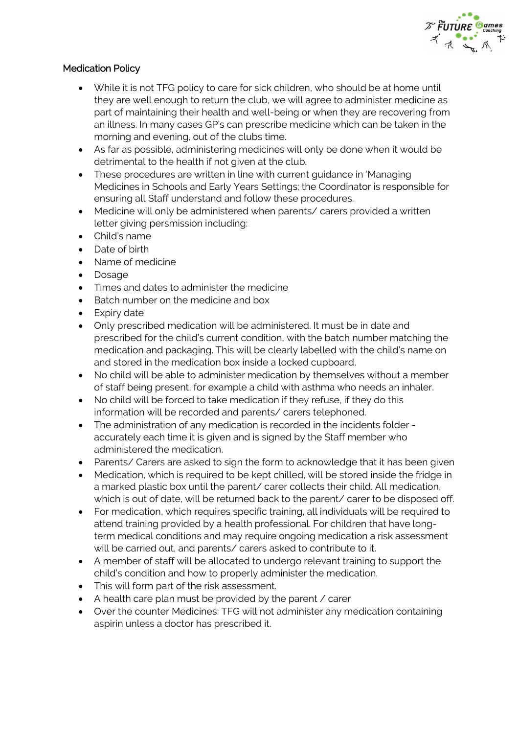## Medication Policy

- While it is not TFG policy to care for sick children, who should be at home until they are well enough to return the club, we will agree to administer medicine as part of maintaining their health and well-being or when they are recovering from an illness. In many cases GP's can prescribe medicine which can be taken in the morning and evening, out of the clubs time.
- As far as possible, administering medicines will only be done when it would be detrimental to the health if not given at the club.
- These procedures are written in line with current guidance in 'Managing Medicines in Schools and Early Years Settings; the Coordinator is responsible for ensuring all Staff understand and follow these procedures.
- Medicine will only be administered when parents/ carers provided a written letter giving persmission including:
- Child's name
- Date of birth
- Name of medicine
- Dosage
- Times and dates to administer the medicine
- Batch number on the medicine and box
- Expiry date
- Only prescribed medication will be administered. It must be in date and prescribed for the child's current condition, with the batch number matching the medication and packaging. This will be clearly labelled with the child's name on and stored in the medication box inside a locked cupboard.
- No child will be able to administer medication by themselves without a member of staff being present, for example a child with asthma who needs an inhaler.
- No child will be forced to take medication if they refuse, if they do this information will be recorded and parents/ carers telephoned.
- The administration of any medication is recorded in the incidents folder - accurately each time it is given and is signed by the Staff member who administered the medication.
- Parents/ Carers are asked to sign the form to acknowledge that it has been given
- Medication, which is required to be kept chilled, will be stored inside the fridge in a marked plastic box until the parent/ carer collects their child. All medication, which is out of date, will be returned back to the parent/ carer to be disposed off.
- For medication, which requires specific training, all individuals will be required to attend training provided by a health professional. For children that have long-term medical conditions and may require ongoing medication a risk assessment will be carried out, and parents/ carers asked to contribute to it.
- A member of staff will be allocated to undergo relevant training to support the child's condition and how to properly administer the medication.
- This will form part of the risk assessment.
- A health care plan must be provided by the parent / carer
- Over the counter Medicines: TFG will not administer any medication containing aspirin unless a doctor has prescribed it.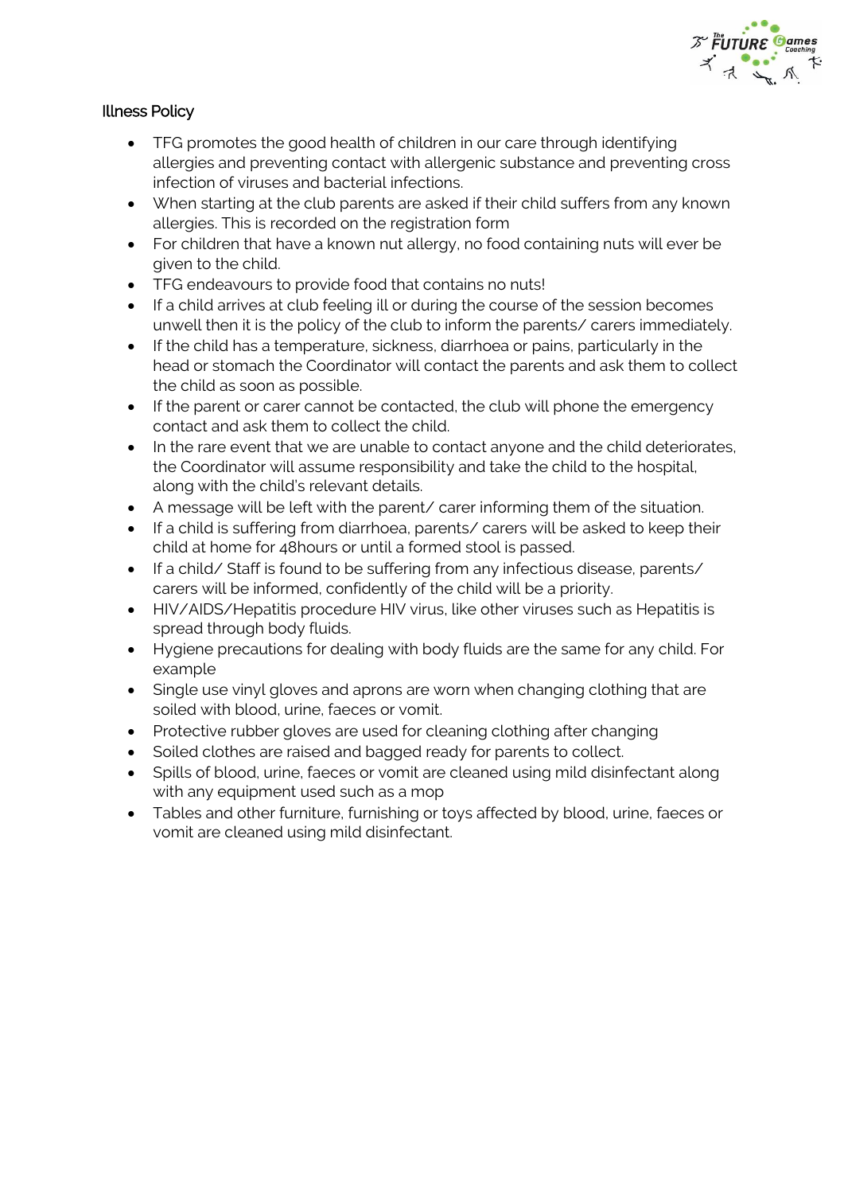## Illness Policy

- TFG promotes the good health of children in our care through identifying allergies and preventing contact with allergenic substance and preventing cross infection of viruses and bacterial infections.
- When starting at the club parents are asked if their child suffers from any known allergies. This is recorded on the registration form
- For children that have a known nut allergy, no food containing nuts will ever be given to the child.
- TFG endeavours to provide food that contains no nuts!
- If a child arrives at club feeling ill or during the course of the session becomes unwell then it is the policy of the club to inform the parents/ carers immediately.
- If the child has a temperature, sickness, diarrhoea or pains, particularly in the head or stomach the Coordinator will contact the parents and ask them to collect the child as soon as possible.
- If the parent or carer cannot be contacted, the club will phone the emergency contact and ask them to collect the child.
- In the rare event that we are unable to contact anyone and the child deteriorates, the Coordinator will assume responsibility and take the child to the hospital, along with the child's relevant details.
- A message will be left with the parent/ carer informing them of the situation.
- If a child is suffering from diarrhoea, parents/ carers will be asked to keep their child at home for 48hours or until a formed stool is passed.
- If a child/ Staff is found to be suffering from any infectious disease, parents/ carers will be informed, confidently of the child will be a priority.
- HIV/AIDS/Hepatitis procedure HIV virus, like other viruses such as Hepatitis is spread through body fluids.
- Hygiene precautions for dealing with body fluids are the same for any child. For example
- Single use vinyl gloves and aprons are worn when changing clothing that are soiled with blood, urine, faeces or vomit.
- Protective rubber gloves are used for cleaning clothing after changing
- Soiled clothes are raised and bagged ready for parents to collect.
- Spills of blood, urine, faeces or vomit are cleaned using mild disinfectant along with any equipment used such as a mop
- Tables and other furniture, furnishing or toys affected by blood, urine, faeces or vomit are cleaned using mild disinfectant.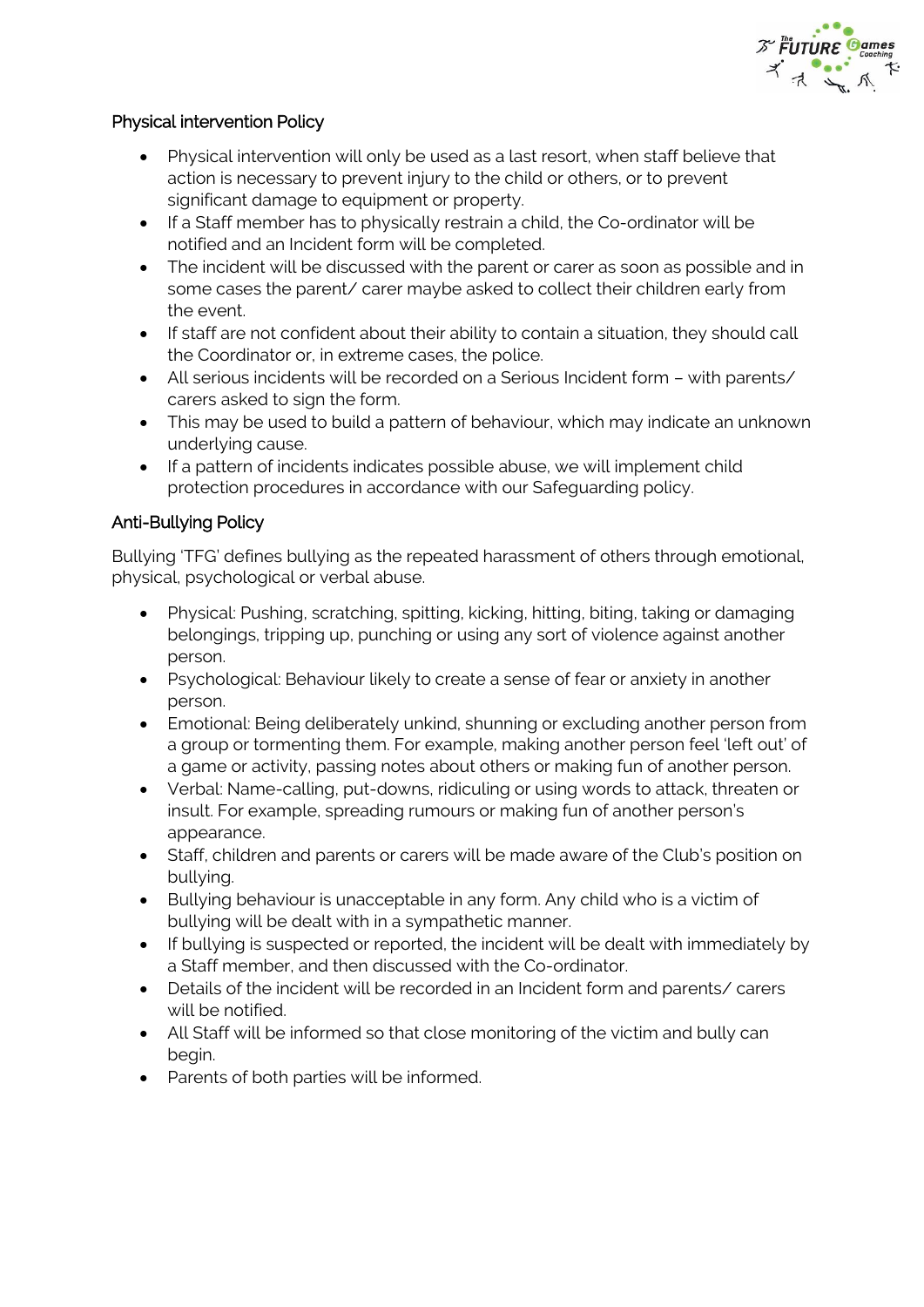## Physical intervention Policy

- Physical intervention will only be used as a last resort, when staff believe that action is necessary to prevent injury to the child or others, or to prevent significant damage to equipment or property.
- If a Staff member has to physically restrain a child, the Co-ordinator will be notified and an Incident form will be completed.
- The incident will be discussed with the parent or carer as soon as possible and in some cases the parent/ carer maybe asked to collect their children early from the event.
- If staff are not confident about their ability to contain a situation, they should call the Coordinator or, in extreme cases, the police.
- All serious incidents will be recorded on a Serious Incident form – with parents/ carers asked to sign the form.
- This may be used to build a pattern of behaviour, which may indicate an unknown underlying cause.
- If a pattern of incidents indicates possible abuse, we will implement child protection procedures in accordance with our Safeguarding policy.

## Anti-Bullying Policy

Bullying 'TFG' defines bullying as the repeated harassment of others through emotional, physical, psychological or verbal abuse.

- Physical: Pushing, scratching, spitting, kicking, hitting, biting, taking or damaging belongings, tripping up, punching or using any sort of violence against another person.
- Psychological: Behaviour likely to create a sense of fear or anxiety in another person.
- Emotional: Being deliberately unkind, shunning or excluding another person from a group or tormenting them. For example, making another person feel 'left out' of a game or activity, passing notes about others or making fun of another person.
- Verbal: Name-calling, put-downs, ridiculing or using words to attack, threaten or insult. For example, spreading rumours or making fun of another person's appearance.
- Staff, children and parents or carers will be made aware of the Club's position on bullying.
- Bullying behaviour is unacceptable in any form. Any child who is a victim of bullying will be dealt with in a sympathetic manner.
- If bullying is suspected or reported, the incident will be dealt with immediately by a Staff member, and then discussed with the Co-ordinator.
- Details of the incident will be recorded in an Incident form and parents/ carers will be notified.
- All Staff will be informed so that close monitoring of the victim and bully can begin.
- Parents of both parties will be informed.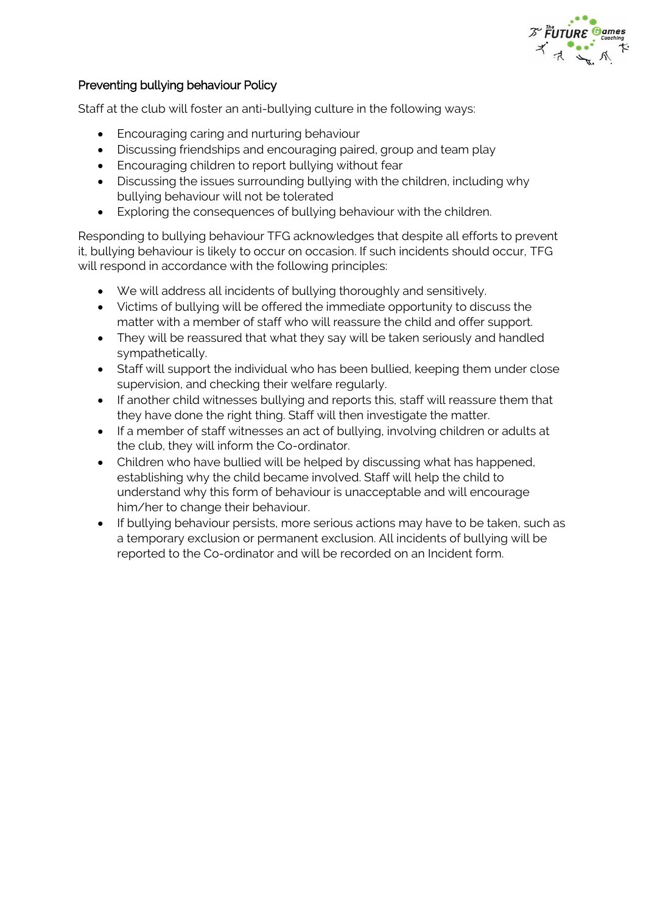## Preventing bullying behaviour Policy

Staff at the club will foster an anti-bullying culture in the following ways:

- Encouraging caring and nurturing behaviour
- Discussing friendships and encouraging paired, group and team play
- Encouraging children to report bullying without fear
- Discussing the issues surrounding bullying with the children, including why bullying behaviour will not be tolerated
- Exploring the consequences of bullying behaviour with the children.

Responding to bullying behaviour TFG acknowledges that despite all efforts to prevent it, bullying behaviour is likely to occur on occasion. If such incidents should occur, TFG will respond in accordance with the following principles:

- We will address all incidents of bullying thoroughly and sensitively.
- Victims of bullying will be offered the immediate opportunity to discuss the matter with a member of staff who will reassure the child and offer support.
- They will be reassured that what they say will be taken seriously and handled sympathetically.
- Staff will support the individual who has been bullied, keeping them under close supervision, and checking their welfare regularly.
- If another child witnesses bullying and reports this, staff will reassure them that they have done the right thing. Staff will then investigate the matter.
- If a member of staff witnesses an act of bullying, involving children or adults at the club, they will inform the Co-ordinator.
- Children who have bullied will be helped by discussing what has happened, establishing why the child became involved. Staff will help the child to understand why this form of behaviour is unacceptable and will encourage him/her to change their behaviour.
- If bullying behaviour persists, more serious actions may have to be taken, such as a temporary exclusion or permanent exclusion. All incidents of bullying will be reported to the Co-ordinator and will be recorded on an Incident form.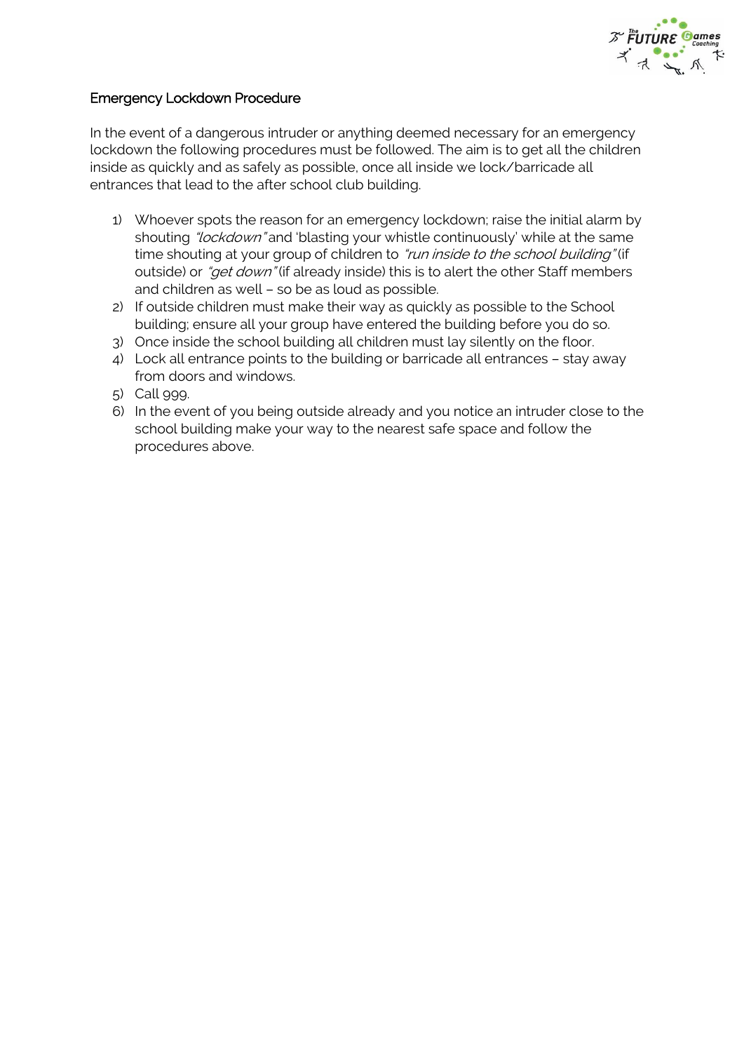## Emergency Lockdown Procedure

In the event of a dangerous intruder or anything deemed necessary for an emergency lockdown the following procedures must be followed. The aim is to get all the children inside as quickly and as safely as possible, once all inside we lock/barricade all entrances that lead to the after school club building.

1) Whoever spots the reason for an emergency lockdown; raise the initial alarm by shouting *"lockdown"* and 'blasting your whistle continuously' while at the same time shouting at your group of children to *"run inside to the school building"* (if outside) or *"get down"* (if already inside) this is to alert the other Staff members and children as well – so be as loud as possible.
2) If outside children must make their way as quickly as possible to the School building; ensure all your group have entered the building before you do so.
3) Once inside the school building all children must lay silently on the floor.
4) Lock all entrance points to the building or barricade all entrances – stay away from doors and windows.
5) Call 999.
6) In the event of you being outside already and you notice an intruder close to the school building make your way to the nearest safe space and follow the procedures above.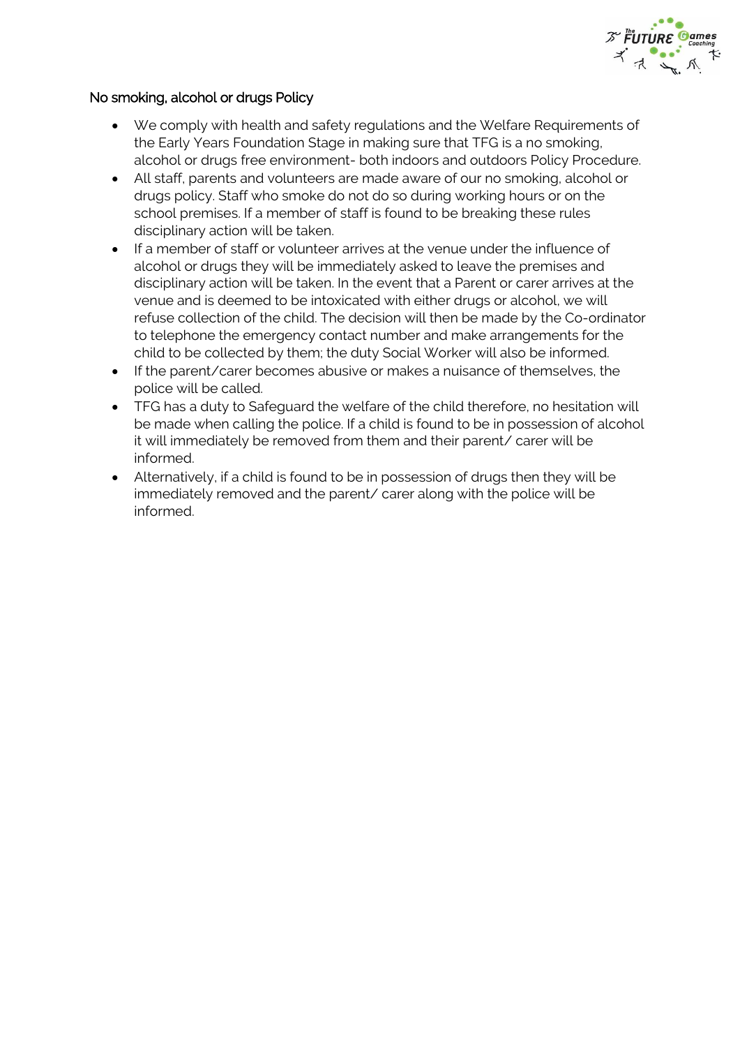## No smoking, alcohol or drugs Policy

- We comply with health and safety regulations and the Welfare Requirements of the Early Years Foundation Stage in making sure that TFG is a no smoking, alcohol or drugs free environment- both indoors and outdoors Policy Procedure.
- All staff, parents and volunteers are made aware of our no smoking, alcohol or drugs policy. Staff who smoke do not do so during working hours or on the school premises. If a member of staff is found to be breaking these rules disciplinary action will be taken.
- If a member of staff or volunteer arrives at the venue under the influence of alcohol or drugs they will be immediately asked to leave the premises and disciplinary action will be taken. In the event that a Parent or carer arrives at the venue and is deemed to be intoxicated with either drugs or alcohol, we will refuse collection of the child. The decision will then be made by the Co-ordinator to telephone the emergency contact number and make arrangements for the child to be collected by them; the duty Social Worker will also be informed.
- If the parent/carer becomes abusive or makes a nuisance of themselves, the police will be called.
- TFG has a duty to Safeguard the welfare of the child therefore, no hesitation will be made when calling the police. If a child is found to be in possession of alcohol it will immediately be removed from them and their parent/ carer will be informed.
- Alternatively, if a child is found to be in possession of drugs then they will be immediately removed and the parent/ carer along with the police will be informed.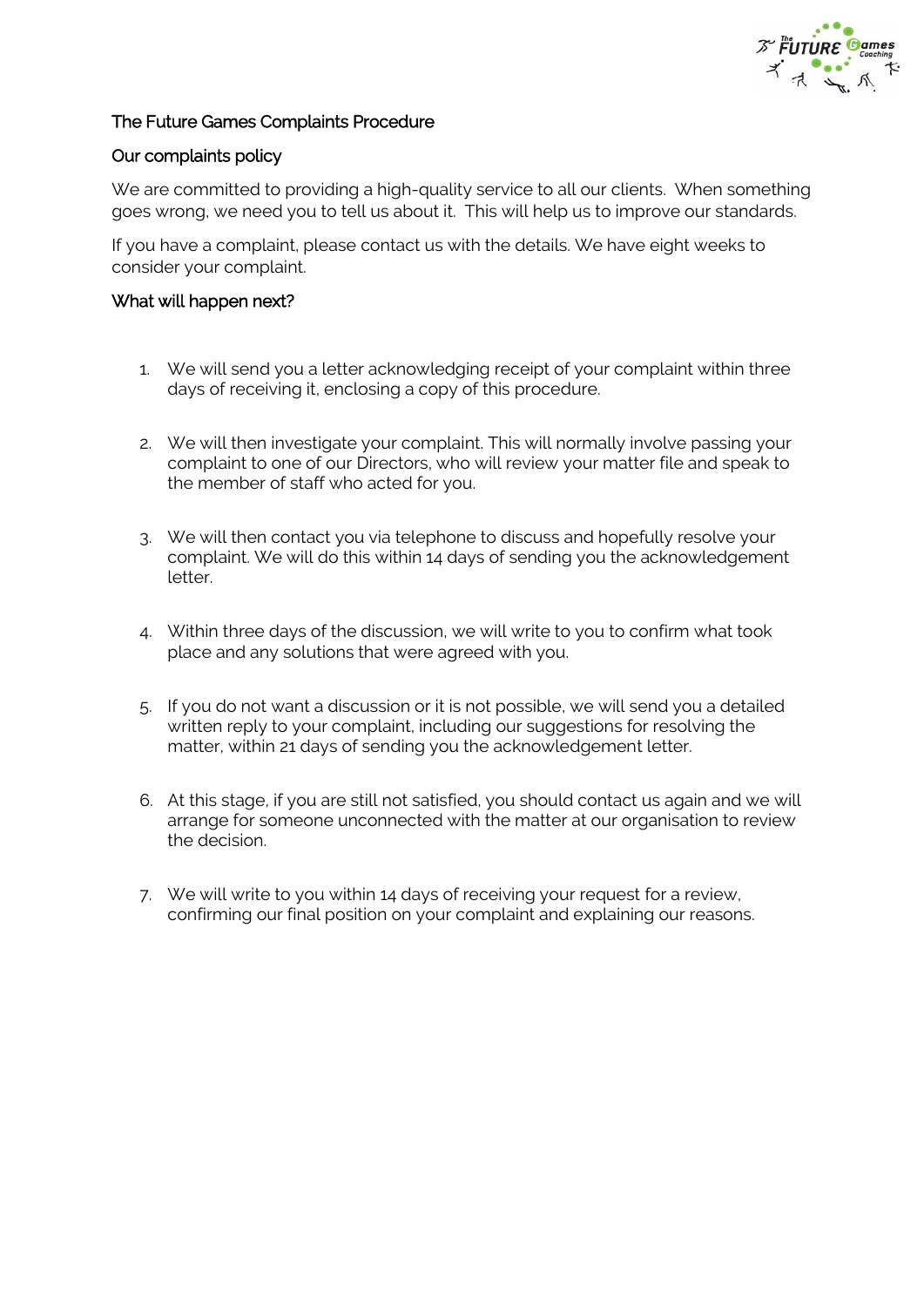## The Future Games Complaints Procedure

### Our complaints policy

We are committed to providing a high-quality service to all our clients. When something goes wrong, we need you to tell us about it. This will help us to improve our standards.

If you have a complaint, please contact us with the details. We have eight weeks to consider your complaint.

### What will happen next?

1. We will send you a letter acknowledging receipt of your complaint within three days of receiving it, enclosing a copy of this procedure.

2. We will then investigate your complaint. This will normally involve passing your complaint to one of our Directors, who will review your matter file and speak to the member of staff who acted for you.

3. We will then contact you via telephone to discuss and hopefully resolve your complaint. We will do this within 14 days of sending you the acknowledgement letter.

4. Within three days of the discussion, we will write to you to confirm what took place and any solutions that were agreed with you.

5. If you do not want a discussion or it is not possible, we will send you a detailed written reply to your complaint, including our suggestions for resolving the matter, within 21 days of sending you the acknowledgement letter.

6. At this stage, if you are still not satisfied, you should contact us again and we will arrange for someone unconnected with the matter at our organisation to review the decision.

7. We will write to you within 14 days of receiving your request for a review, confirming our final position on your complaint and explaining our reasons.